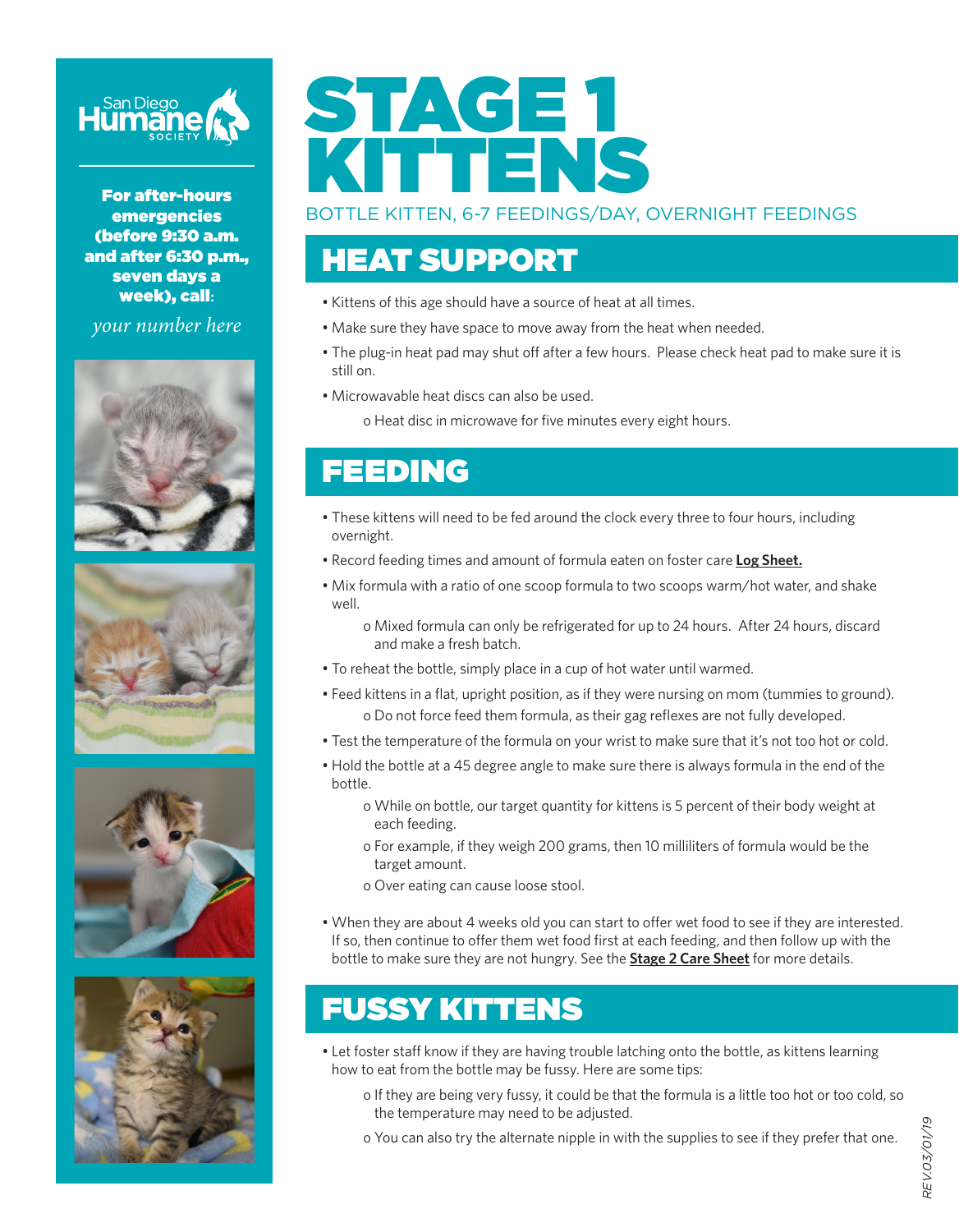San Diego Humane Society

**For after-hours emergencies (before 9:30 a.m. and after 6:30 p.m., seven days a week), call:**

*your number here*

# STAGE 1 KITTENS

BOTTLE KITTEN, 6-7 FEEDINGS/DAY, OVERNIGHT FEEDINGS

## HEAT SUPPORT

- Kittens of this age should have a source of heat at all times.
- Make sure they have space to move away from the heat when needed.
- The plug-in heat pad may shut off after a few hours. Please check heat pad to make sure it is still on.
- Microwavable heat discs can also be used.
  - Heat disc in microwave for five minutes every eight hours.

## FEEDING

- These kittens will need to be fed around the clock every three to four hours, including overnight.
- Record feeding times and amount of formula eaten on foster care **Log Sheet.**
- Mix formula with a ratio of one scoop formula to two scoops warm/hot water, and shake well.
  - Mixed formula can only be refrigerated for up to 24 hours. After 24 hours, discard and make a fresh batch.
- To reheat the bottle, simply place in a cup of hot water until warmed.
- Feed kittens in a flat, upright position, as if they were nursing on mom (tummies to ground).
  - Do not force feed them formula, as their gag reflexes are not fully developed.
- Test the temperature of the formula on your wrist to make sure that it's not too hot or cold.
- Hold the bottle at a 45 degree angle to make sure there is always formula in the end of the bottle.
  - While on bottle, our target quantity for kittens is 5 percent of their body weight at each feeding.
  - For example, if they weigh 200 grams, then 10 milliliters of formula would be the target amount.
  - Over eating can cause loose stool.
- When they are about 4 weeks old you can start to offer wet food to see if they are interested. If so, then continue to offer them wet food first at each feeding, and then follow up with the bottle to make sure they are not hungry. See the **Stage 2 Care Sheet** for more details.

## FUSSY KITTENS

- Let foster staff know if they are having trouble latching onto the bottle, as kittens learning how to eat from the bottle may be fussy. Here are some tips:
  - If they are being very fussy, it could be that the formula is a little too hot or too cold, so the temperature may need to be adjusted.
  - You can also try the alternate nipple in with the supplies to see if they prefer that one.

*REV.03/01/19*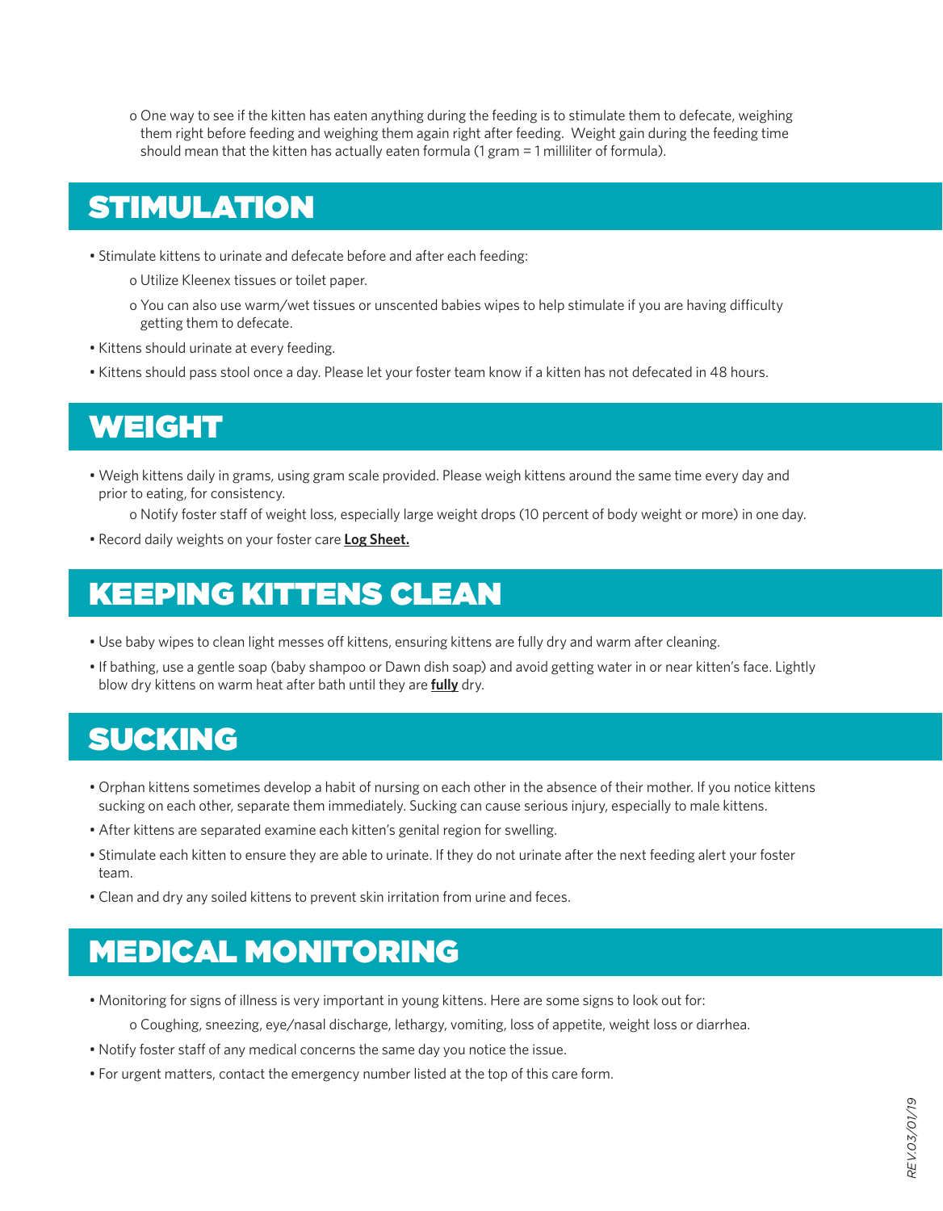- One way to see if the kitten has eaten anything during the feeding is to stimulate them to defecate, weighing them right before feeding and weighing them again right after feeding. Weight gain during the feeding time should mean that the kitten has actually eaten formula (1 gram = 1 milliliter of formula).

## STIMULATION

- Stimulate kittens to urinate and defecate before and after each feeding:
  - Utilize Kleenex tissues or toilet paper.
  - You can also use warm/wet tissues or unscented babies wipes to help stimulate if you are having difficulty getting them to defecate.
- Kittens should urinate at every feeding.
- Kittens should pass stool once a day. Please let your foster team know if a kitten has not defecated in 48 hours.

## WEIGHT

- Weigh kittens daily in grams, using gram scale provided. Please weigh kittens around the same time every day and prior to eating, for consistency.
  - Notify foster staff of weight loss, especially large weight drops (10 percent of body weight or more) in one day.
- Record daily weights on your foster care **Log Sheet.**

## KEEPING KITTENS CLEAN

- Use baby wipes to clean light messes off kittens, ensuring kittens are fully dry and warm after cleaning.
- If bathing, use a gentle soap (baby shampoo or Dawn dish soap) and avoid getting water in or near kitten's face. Lightly blow dry kittens on warm heat after bath until they are **fully** dry.

## SUCKING

- Orphan kittens sometimes develop a habit of nursing on each other in the absence of their mother. If you notice kittens sucking on each other, separate them immediately. Sucking can cause serious injury, especially to male kittens.
- After kittens are separated examine each kitten's genital region for swelling.
- Stimulate each kitten to ensure they are able to urinate. If they do not urinate after the next feeding alert your foster team.
- Clean and dry any soiled kittens to prevent skin irritation from urine and feces.

## MEDICAL MONITORING

- Monitoring for signs of illness is very important in young kittens. Here are some signs to look out for:
  - Coughing, sneezing, eye/nasal discharge, lethargy, vomiting, loss of appetite, weight loss or diarrhea.
- Notify foster staff of any medical concerns the same day you notice the issue.
- For urgent matters, contact the emergency number listed at the top of this care form.

REV.03/01/19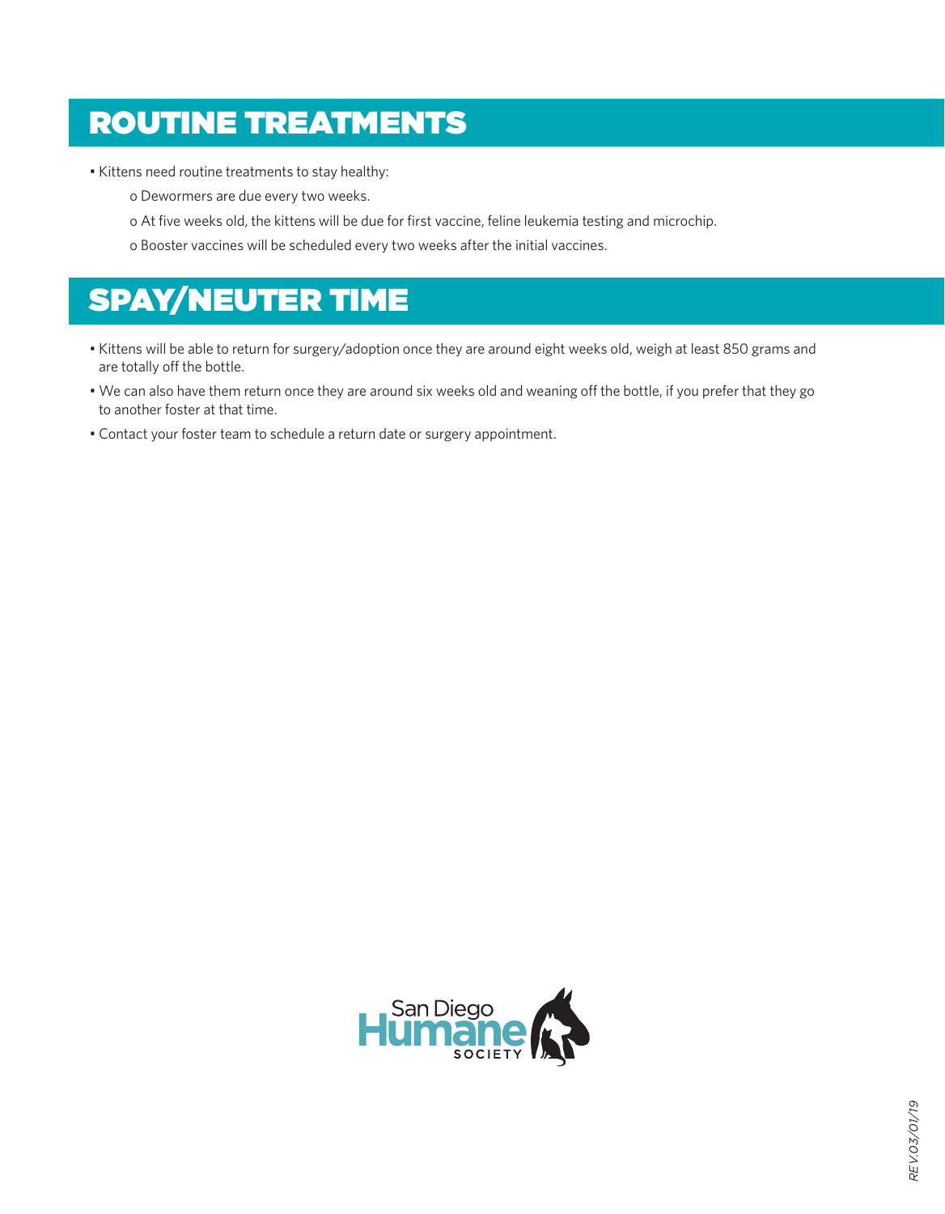## ROUTINE TREATMENTS

- Kittens need routine treatments to stay healthy:
    - Dewormers are due every two weeks.
    - At five weeks old, the kittens will be due for first vaccine, feline leukemia testing and microchip.
    - Booster vaccines will be scheduled every two weeks after the initial vaccines.

## SPAY/NEUTER TIME

- Kittens will be able to return for surgery/adoption once they are around eight weeks old, weigh at least 850 grams and are totally off the bottle.
- We can also have them return once they are around six weeks old and weaning off the bottle, if you prefer that they go to another foster at that time.
- Contact your foster team to schedule a return date or surgery appointment.

San Diego Humane Society

REV.03/01/19